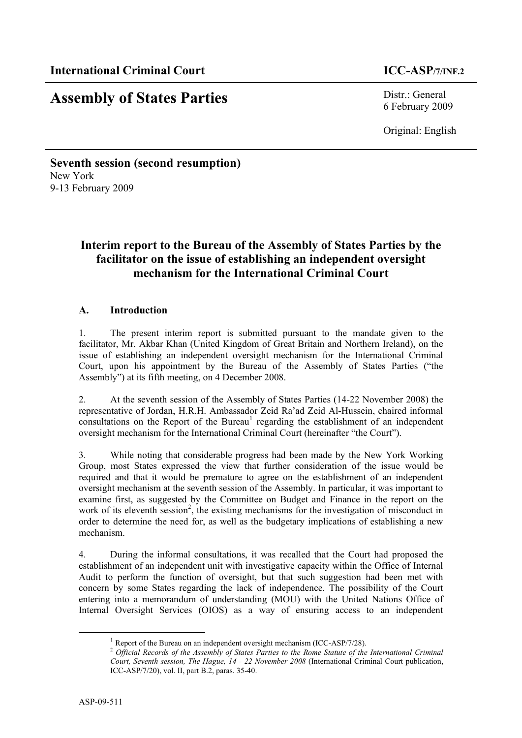**International Criminal Court** **ICC-ASP/7/INF.2**

# Assembly of States Parties

Distr.: General
6 February 2009

Original: English

**Seventh session (second resumption)**
New York
9-13 February 2009

## Interim report to the Bureau of the Assembly of States Parties by the facilitator on the issue of establishing an independent oversight mechanism for the International Criminal Court

### A. Introduction

1. The present interim report is submitted pursuant to the mandate given to the facilitator, Mr. Akbar Khan (United Kingdom of Great Britain and Northern Ireland), on the issue of establishing an independent oversight mechanism for the International Criminal Court, upon his appointment by the Bureau of the Assembly of States Parties ("the Assembly") at its fifth meeting, on 4 December 2008.

2. At the seventh session of the Assembly of States Parties (14-22 November 2008) the representative of Jordan, H.R.H. Ambassador Zeid Ra'ad Zeid Al-Hussein, chaired informal consultations on the Report of the Bureau[1] regarding the establishment of an independent oversight mechanism for the International Criminal Court (hereinafter "the Court").

3. While noting that considerable progress had been made by the New York Working Group, most States expressed the view that further consideration of the issue would be required and that it would be premature to agree on the establishment of an independent oversight mechanism at the seventh session of the Assembly. In particular, it was important to examine first, as suggested by the Committee on Budget and Finance in the report on the work of its eleventh session[2], the existing mechanisms for the investigation of misconduct in order to determine the need for, as well as the budgetary implications of establishing a new mechanism.

4. During the informal consultations, it was recalled that the Court had proposed the establishment of an independent unit with investigative capacity within the Office of Internal Audit to perform the function of oversight, but that such suggestion had been met with concern by some States regarding the lack of independence. The possibility of the Court entering into a memorandum of understanding (MOU) with the United Nations Office of Internal Oversight Services (OIOS) as a way of ensuring access to an independent

---

[1] Report of the Bureau on an independent oversight mechanism (ICC-ASP/7/28).

[2] *Official Records of the Assembly of States Parties to the Rome Statute of the International Criminal Court, Seventh session, The Hague, 14 - 22 November 2008* (International Criminal Court publication, ICC-ASP/7/20), vol. II, part B.2, paras. 35-40.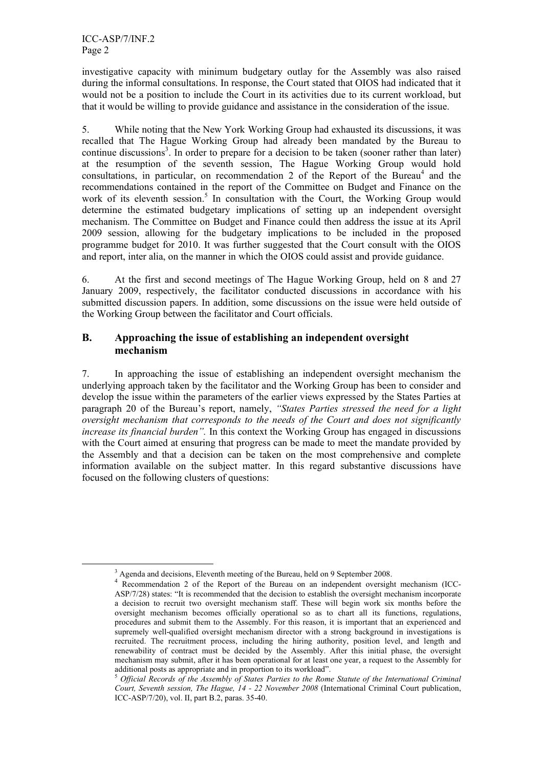investigative capacity with minimum budgetary outlay for the Assembly was also raised during the informal consultations. In response, the Court stated that OIOS had indicated that it would not be a position to include the Court in its activities due to its current workload, but that it would be willing to provide guidance and assistance in the consideration of the issue.

5. While noting that the New York Working Group had exhausted its discussions, it was recalled that The Hague Working Group had already been mandated by the Bureau to continue discussions[3]. In order to prepare for a decision to be taken (sooner rather than later) at the resumption of the seventh session, The Hague Working Group would hold consultations, in particular, on recommendation 2 of the Report of the Bureau[4] and the recommendations contained in the report of the Committee on Budget and Finance on the work of its eleventh session.[5] In consultation with the Court, the Working Group would determine the estimated budgetary implications of setting up an independent oversight mechanism. The Committee on Budget and Finance could then address the issue at its April 2009 session, allowing for the budgetary implications to be included in the proposed programme budget for 2010. It was further suggested that the Court consult with the OIOS and report, inter alia, on the manner in which the OIOS could assist and provide guidance.

6. At the first and second meetings of The Hague Working Group, held on 8 and 27 January 2009, respectively, the facilitator conducted discussions in accordance with his submitted discussion papers. In addition, some discussions on the issue were held outside of the Working Group between the facilitator and Court officials.

## B. Approaching the issue of establishing an independent oversight mechanism

7. In approaching the issue of establishing an independent oversight mechanism the underlying approach taken by the facilitator and the Working Group has been to consider and develop the issue within the parameters of the earlier views expressed by the States Parties at paragraph 20 of the Bureau's report, namely, *"States Parties stressed the need for a light oversight mechanism that corresponds to the needs of the Court and does not significantly increase its financial burden".* In this context the Working Group has engaged in discussions with the Court aimed at ensuring that progress can be made to meet the mandate provided by the Assembly and that a decision can be taken on the most comprehensive and complete information available on the subject matter. In this regard substantive discussions have focused on the following clusters of questions:

---

[3] Agenda and decisions, Eleventh meeting of the Bureau, held on 9 September 2008.

[4] Recommendation 2 of the Report of the Bureau on an independent oversight mechanism (ICC-ASP/7/28) states: "It is recommended that the decision to establish the oversight mechanism incorporate a decision to recruit two oversight mechanism staff. These will begin work six months before the oversight mechanism becomes officially operational so as to chart all its functions, regulations, procedures and submit them to the Assembly. For this reason, it is important that an experienced and supremely well-qualified oversight mechanism director with a strong background in investigations is recruited. The recruitment process, including the hiring authority, position level, and length and renewability of contract must be decided by the Assembly. After this initial phase, the oversight mechanism may submit, after it has been operational for at least one year, a request to the Assembly for additional posts as appropriate and in proportion to its workload".

[5] *Official Records of the Assembly of States Parties to the Rome Statute of the International Criminal Court, Seventh session, The Hague, 14 - 22 November 2008* (International Criminal Court publication, ICC-ASP/7/20), vol. II, part B.2, paras. 35-40.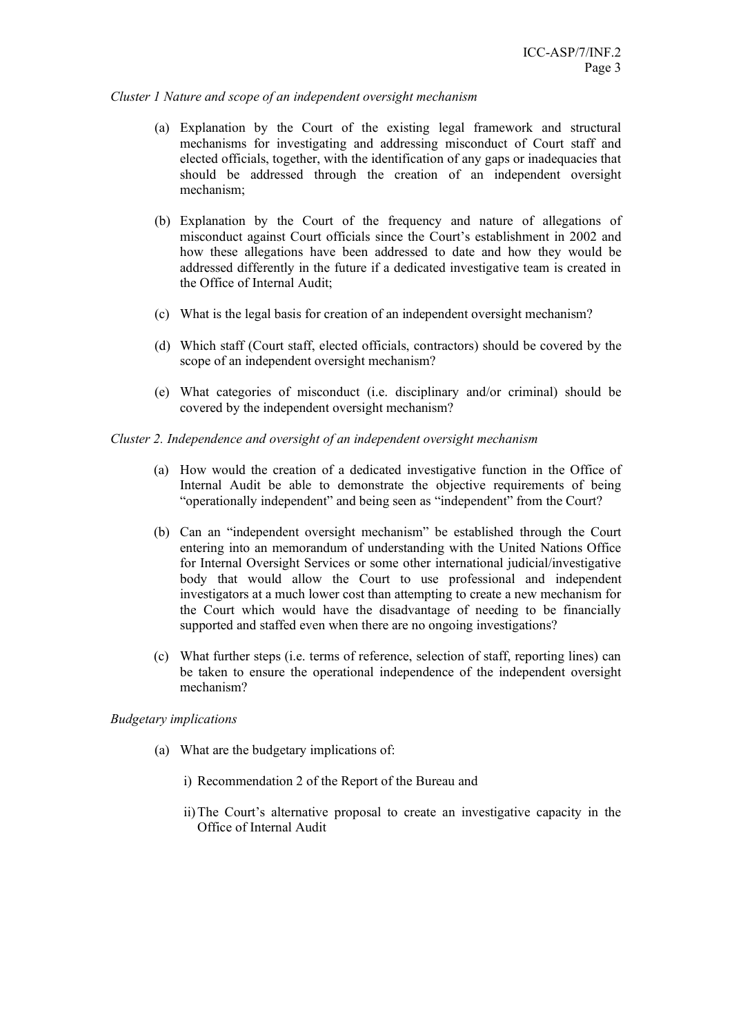*Cluster 1 Nature and scope of an independent oversight mechanism*

(a) Explanation by the Court of the existing legal framework and structural mechanisms for investigating and addressing misconduct of Court staff and elected officials, together, with the identification of any gaps or inadequacies that should be addressed through the creation of an independent oversight mechanism;

(b) Explanation by the Court of the frequency and nature of allegations of misconduct against Court officials since the Court's establishment in 2002 and how these allegations have been addressed to date and how they would be addressed differently in the future if a dedicated investigative team is created in the Office of Internal Audit;

(c) What is the legal basis for creation of an independent oversight mechanism?

(d) Which staff (Court staff, elected officials, contractors) should be covered by the scope of an independent oversight mechanism?

(e) What categories of misconduct (i.e. disciplinary and/or criminal) should be covered by the independent oversight mechanism?

*Cluster 2. Independence and oversight of an independent oversight mechanism*

(a) How would the creation of a dedicated investigative function in the Office of Internal Audit be able to demonstrate the objective requirements of being "operationally independent" and being seen as "independent" from the Court?

(b) Can an "independent oversight mechanism" be established through the Court entering into an memorandum of understanding with the United Nations Office for Internal Oversight Services or some other international judicial/investigative body that would allow the Court to use professional and independent investigators at a much lower cost than attempting to create a new mechanism for the Court which would have the disadvantage of needing to be financially supported and staffed even when there are no ongoing investigations?

(c) What further steps (i.e. terms of reference, selection of staff, reporting lines) can be taken to ensure the operational independence of the independent oversight mechanism?

*Budgetary implications*

(a) What are the budgetary implications of:

i) Recommendation 2 of the Report of the Bureau and

ii) The Court's alternative proposal to create an investigative capacity in the Office of Internal Audit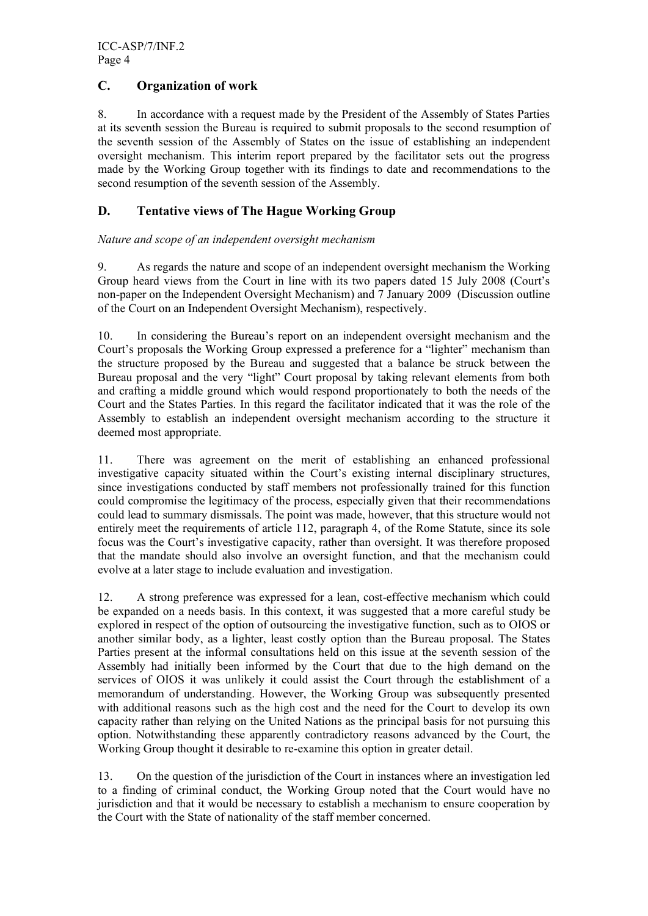## C. Organization of work

8. In accordance with a request made by the President of the Assembly of States Parties at its seventh session the Bureau is required to submit proposals to the second resumption of the seventh session of the Assembly of States on the issue of establishing an independent oversight mechanism. This interim report prepared by the facilitator sets out the progress made by the Working Group together with its findings to date and recommendations to the second resumption of the seventh session of the Assembly.

## D. Tentative views of The Hague Working Group

*Nature and scope of an independent oversight mechanism*

9. As regards the nature and scope of an independent oversight mechanism the Working Group heard views from the Court in line with its two papers dated 15 July 2008 (Court's non-paper on the Independent Oversight Mechanism) and 7 January 2009 (Discussion outline of the Court on an Independent Oversight Mechanism), respectively.

10. In considering the Bureau's report on an independent oversight mechanism and the Court's proposals the Working Group expressed a preference for a "lighter" mechanism than the structure proposed by the Bureau and suggested that a balance be struck between the Bureau proposal and the very "light" Court proposal by taking relevant elements from both and crafting a middle ground which would respond proportionately to both the needs of the Court and the States Parties. In this regard the facilitator indicated that it was the role of the Assembly to establish an independent oversight mechanism according to the structure it deemed most appropriate.

11. There was agreement on the merit of establishing an enhanced professional investigative capacity situated within the Court's existing internal disciplinary structures, since investigations conducted by staff members not professionally trained for this function could compromise the legitimacy of the process, especially given that their recommendations could lead to summary dismissals. The point was made, however, that this structure would not entirely meet the requirements of article 112, paragraph 4, of the Rome Statute, since its sole focus was the Court's investigative capacity, rather than oversight. It was therefore proposed that the mandate should also involve an oversight function, and that the mechanism could evolve at a later stage to include evaluation and investigation.

12. A strong preference was expressed for a lean, cost-effective mechanism which could be expanded on a needs basis. In this context, it was suggested that a more careful study be explored in respect of the option of outsourcing the investigative function, such as to OIOS or another similar body, as a lighter, least costly option than the Bureau proposal. The States Parties present at the informal consultations held on this issue at the seventh session of the Assembly had initially been informed by the Court that due to the high demand on the services of OIOS it was unlikely it could assist the Court through the establishment of a memorandum of understanding. However, the Working Group was subsequently presented with additional reasons such as the high cost and the need for the Court to develop its own capacity rather than relying on the United Nations as the principal basis for not pursuing this option. Notwithstanding these apparently contradictory reasons advanced by the Court, the Working Group thought it desirable to re-examine this option in greater detail.

13. On the question of the jurisdiction of the Court in instances where an investigation led to a finding of criminal conduct, the Working Group noted that the Court would have no jurisdiction and that it would be necessary to establish a mechanism to ensure cooperation by the Court with the State of nationality of the staff member concerned.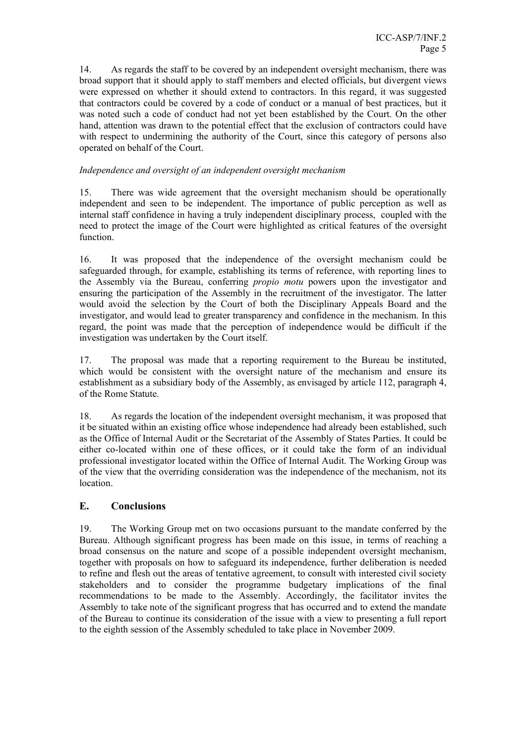14. As regards the staff to be covered by an independent oversight mechanism, there was broad support that it should apply to staff members and elected officials, but divergent views were expressed on whether it should extend to contractors. In this regard, it was suggested that contractors could be covered by a code of conduct or a manual of best practices, but it was noted such a code of conduct had not yet been established by the Court. On the other hand, attention was drawn to the potential effect that the exclusion of contractors could have with respect to undermining the authority of the Court, since this category of persons also operated on behalf of the Court.

*Independence and oversight of an independent oversight mechanism*

15. There was wide agreement that the oversight mechanism should be operationally independent and seen to be independent. The importance of public perception as well as internal staff confidence in having a truly independent disciplinary process, coupled with the need to protect the image of the Court were highlighted as critical features of the oversight function.

16. It was proposed that the independence of the oversight mechanism could be safeguarded through, for example, establishing its terms of reference, with reporting lines to the Assembly via the Bureau, conferring *propio motu* powers upon the investigator and ensuring the participation of the Assembly in the recruitment of the investigator. The latter would avoid the selection by the Court of both the Disciplinary Appeals Board and the investigator, and would lead to greater transparency and confidence in the mechanism. In this regard, the point was made that the perception of independence would be difficult if the investigation was undertaken by the Court itself.

17. The proposal was made that a reporting requirement to the Bureau be instituted, which would be consistent with the oversight nature of the mechanism and ensure its establishment as a subsidiary body of the Assembly, as envisaged by article 112, paragraph 4, of the Rome Statute.

18. As regards the location of the independent oversight mechanism, it was proposed that it be situated within an existing office whose independence had already been established, such as the Office of Internal Audit or the Secretariat of the Assembly of States Parties. It could be either co-located within one of these offices, or it could take the form of an individual professional investigator located within the Office of Internal Audit. The Working Group was of the view that the overriding consideration was the independence of the mechanism, not its location.

## E. Conclusions

19. The Working Group met on two occasions pursuant to the mandate conferred by the Bureau. Although significant progress has been made on this issue, in terms of reaching a broad consensus on the nature and scope of a possible independent oversight mechanism, together with proposals on how to safeguard its independence, further deliberation is needed to refine and flesh out the areas of tentative agreement, to consult with interested civil society stakeholders and to consider the programme budgetary implications of the final recommendations to be made to the Assembly. Accordingly, the facilitator invites the Assembly to take note of the significant progress that has occurred and to extend the mandate of the Bureau to continue its consideration of the issue with a view to presenting a full report to the eighth session of the Assembly scheduled to take place in November 2009.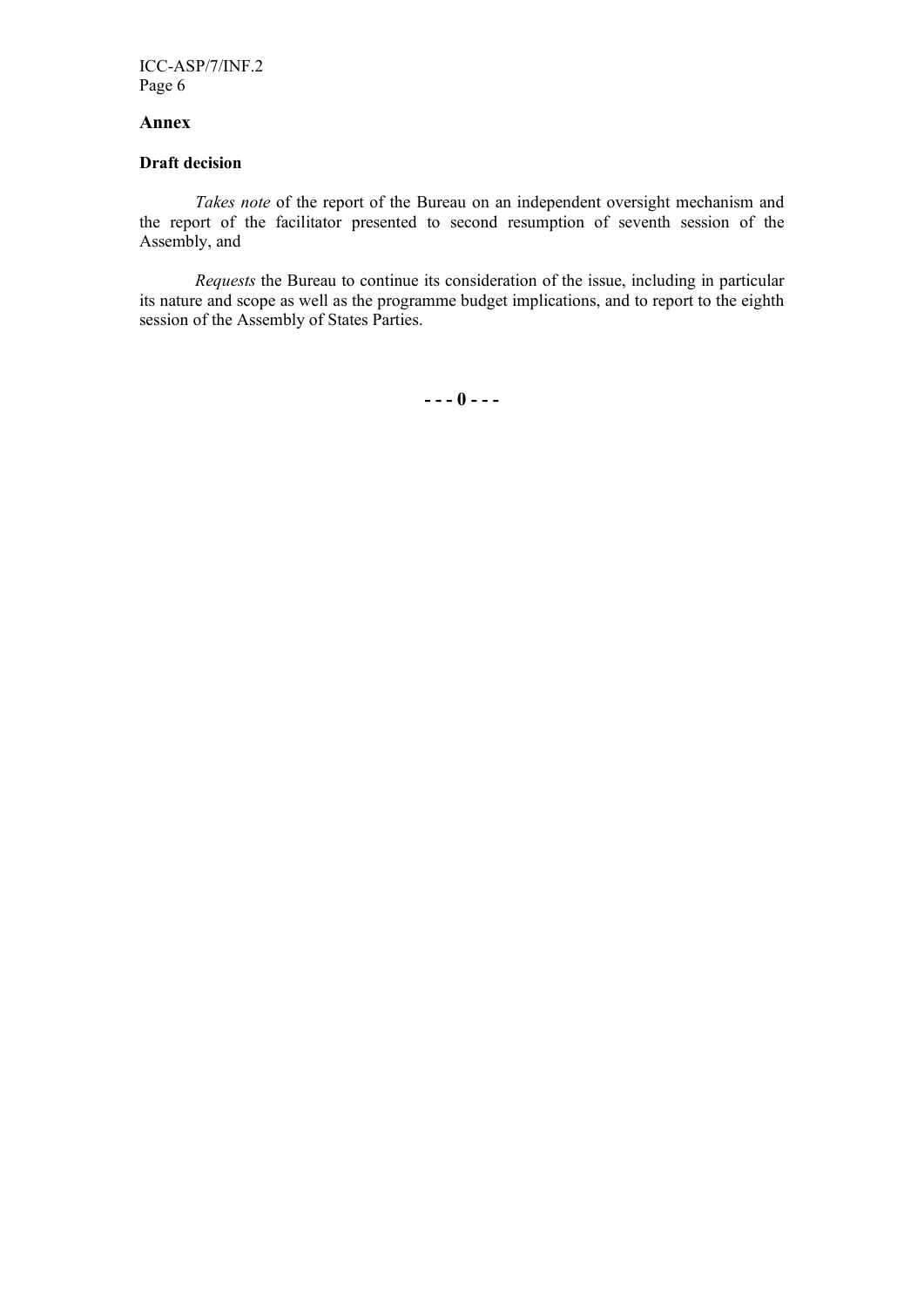## Annex

### Draft decision

*Takes note* of the report of the Bureau on an independent oversight mechanism and the report of the facilitator presented to second resumption of seventh session of the Assembly, and

*Requests* the Bureau to continue its consideration of the issue, including in particular its nature and scope as well as the programme budget implications, and to report to the eighth session of the Assembly of States Parties.

**- - - 0 - - -**